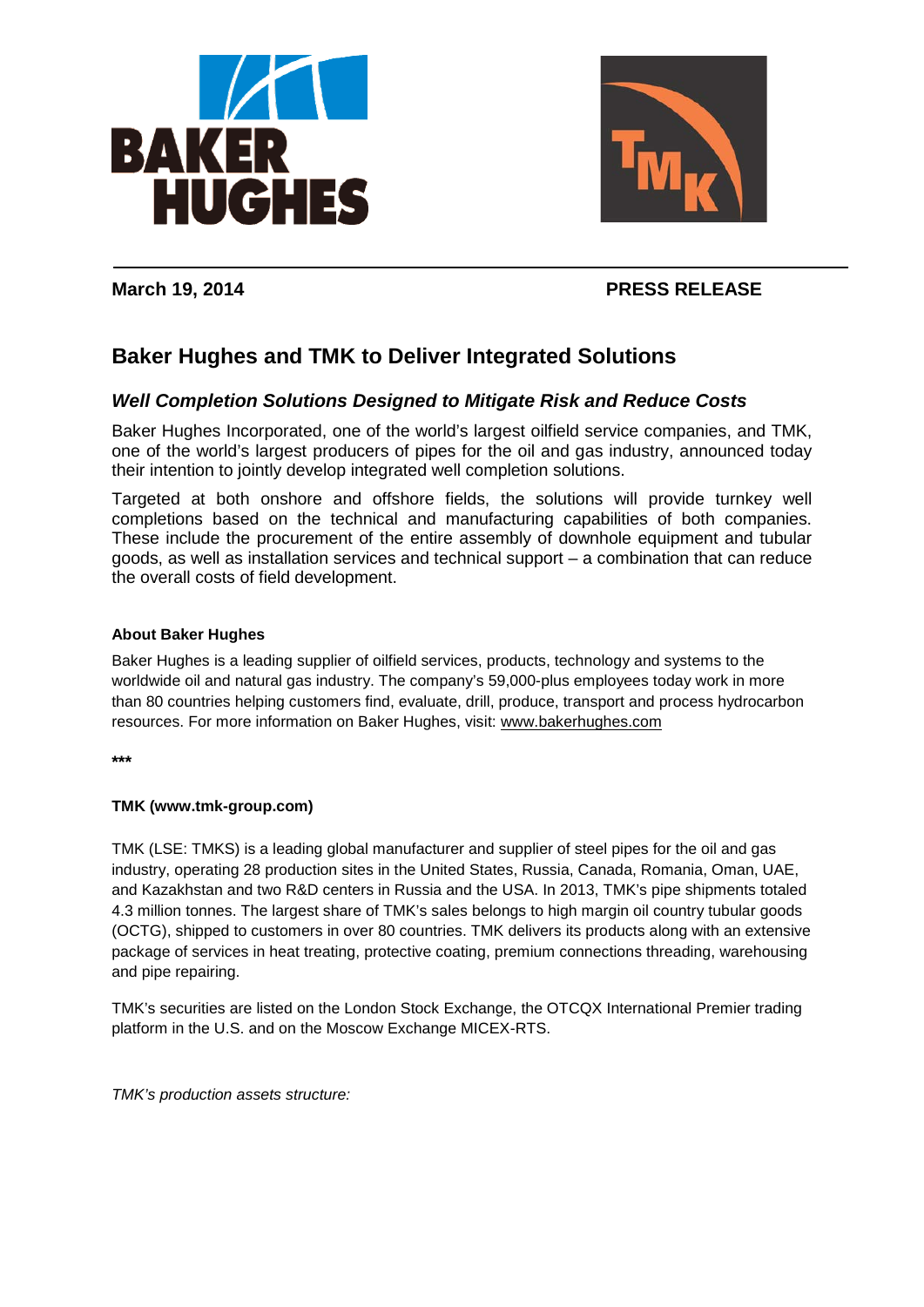March 19, 2014 **PRESS RELEASE**

# Baker Hughes and TMK to Deliver Integrated Solutions

## *Well Completion Solutions Designed to Mitigate Risk and Reduce Costs*

Baker Hughes Incorporated, one of the world's largest oilfield service companies, and TMK, one of the world's largest producers of pipes for the oil and gas industry, announced today their intention to jointly develop integrated well completion solutions.

Targeted at both onshore and offshore fields, the solutions will provide turnkey well completions based on the technical and manufacturing capabilities of both companies. These include the procurement of the entire assembly of downhole equipment and tubular goods, as well as installation services and technical support – a combination that can reduce the overall costs of field development.

**About Baker Hughes**

Baker Hughes is a leading supplier of oilfield services, products, technology and systems to the worldwide oil and natural gas industry. The company's 59,000-plus employees today work in more than 80 countries helping customers find, evaluate, drill, produce, transport and process hydrocarbon resources. For more information on Baker Hughes, visit: www.bakerhughes.com

***

**TMK (www.tmk-group.com)**

TMK (LSE: TMKS) is a leading global manufacturer and supplier of steel pipes for the oil and gas industry, operating 28 production sites in the United States, Russia, Canada, Romania, Oman, UAE, and Kazakhstan and two R&D centers in Russia and the USA. In 2013, TMK's pipe shipments totaled 4.3 million tonnes. The largest share of TMK's sales belongs to high margin oil country tubular goods (OCTG), shipped to customers in over 80 countries. TMK delivers its products along with an extensive package of services in heat treating, protective coating, premium connections threading, warehousing and pipe repairing.

TMK's securities are listed on the London Stock Exchange, the OTCQX International Premier trading platform in the U.S. and on the Moscow Exchange MICEX-RTS.

*TMK's production assets structure:*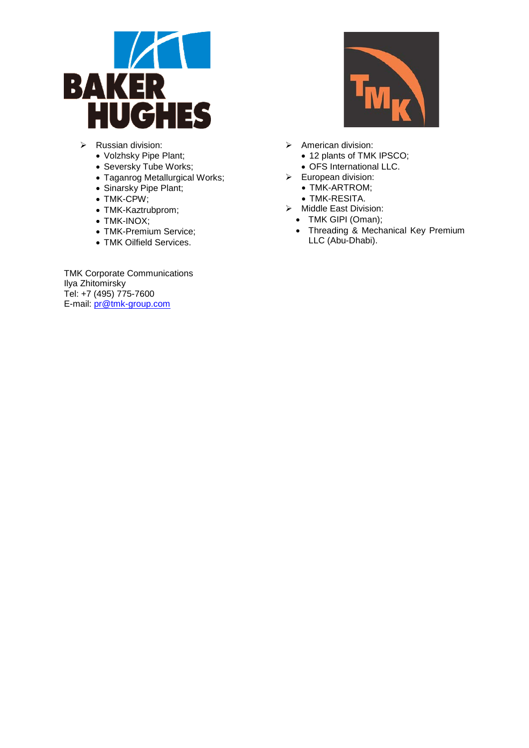- Russian division:
  - Volzhsky Pipe Plant;
  - Seversky Tube Works;
  - Taganrog Metallurgical Works;
  - Sinarsky Pipe Plant;
  - TMK-CPW;
  - TMK-Kaztrubprom;
  - TMK-INOX;
  - TMK-Premium Service;
  - TMK Oilfield Services.
- American division:
  - 12 plants of TMK IPSCO;
  - OFS International LLC.
- European division:
  - TMK-ARTROM;
  - TMK-RESITA.
- Middle East Division:
  - TMK GIPI (Oman);
  - Threading & Mechanical Key Premium LLC (Abu-Dhabi).

TMK Corporate Communications  
Ilya Zhitomirsky  
Tel: +7 (495) 775-7600  
E-mail: pr@tmk-group.com